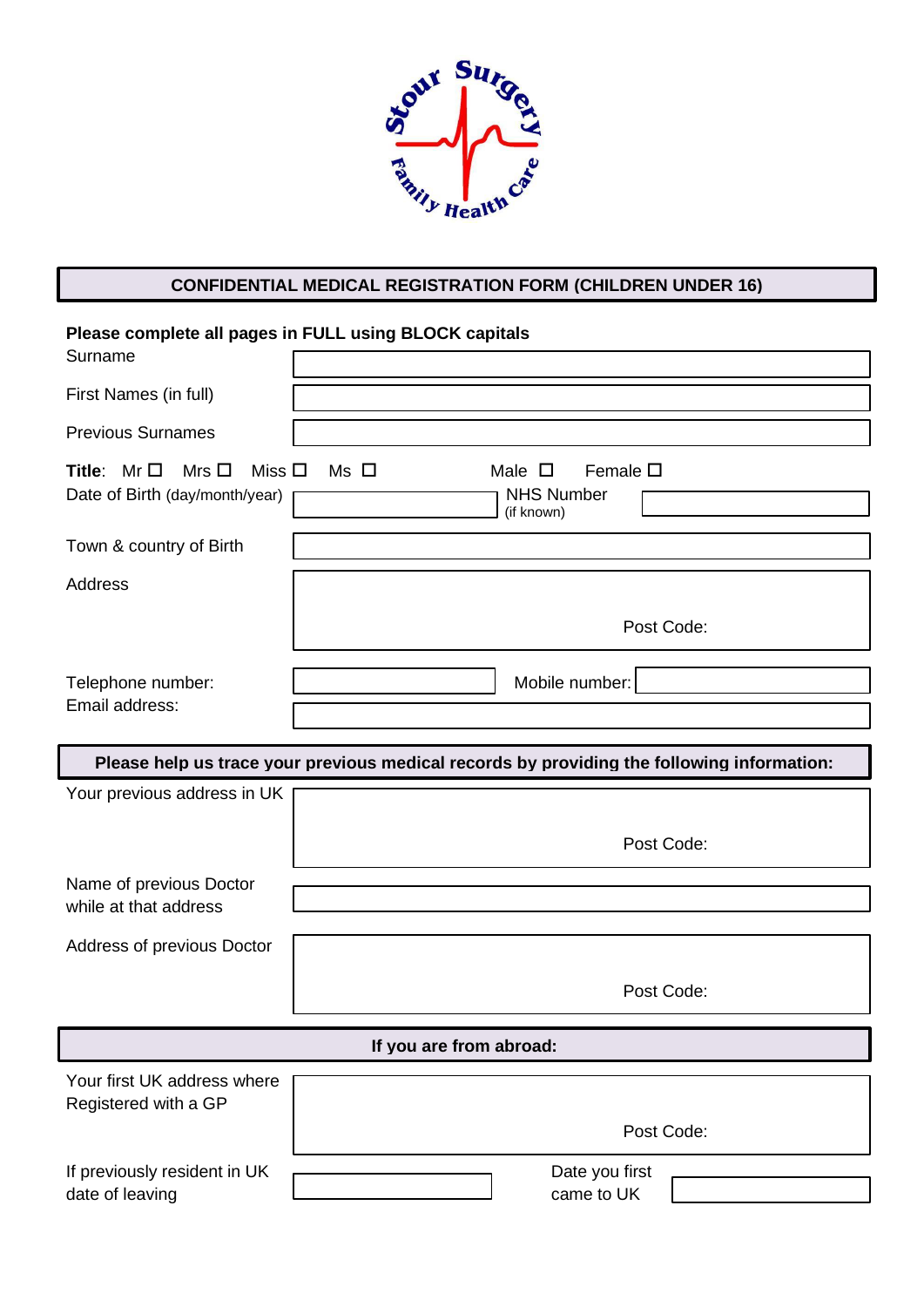Stour Surgery Family Health Care

## CONFIDENTIAL MEDICAL REGISTRATION FORM (CHILDREN UNDER 16)

**Please complete all pages in FULL using BLOCK capitals**

Surname

First Names (in full)

Previous Surnames

**Title**: Mr ☐ Mrs ☐ Miss ☐ Ms ☐ Male ☐ Female ☐

Date of Birth (day/month/year) NHS Number (if known)

Town & country of Birth

Address

Post Code:

Telephone number: Mobile number:

Email address:

## Please help us trace your previous medical records by providing the following information:

Your previous address in UK

Post Code:

Name of previous Doctor while at that address

Address of previous Doctor

Post Code:

## If you are from abroad:

Your first UK address where Registered with a GP

Post Code:

If previously resident in UK date of leaving

Date you first came to UK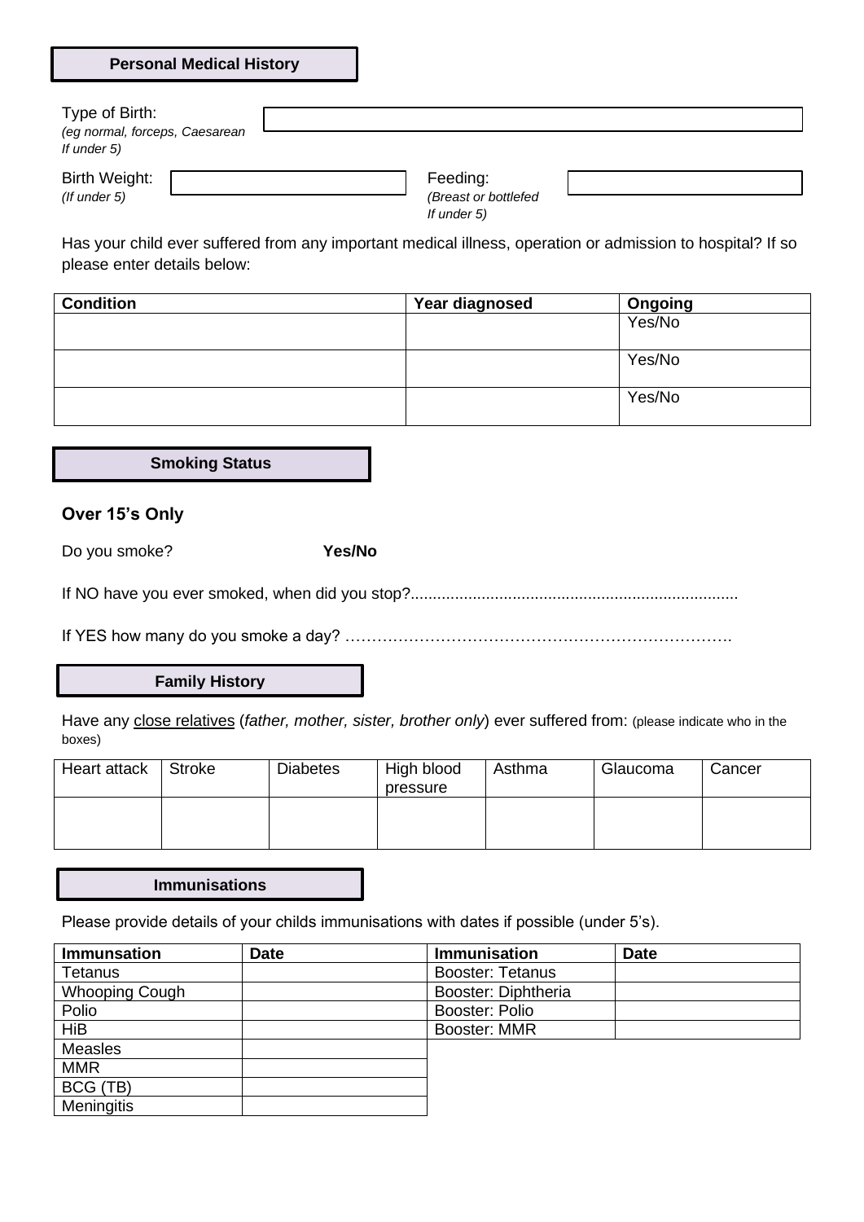## Personal Medical History

Type of Birth:
*(eg normal, forceps, Caesarean If under 5)*

Birth Weight:
*(If under 5)*

Feeding:
*(Breast or bottlefed If under 5)*

Has your child ever suffered from any important medical illness, operation or admission to hospital? If so please enter details below:

| Condition | Year diagnosed | Ongoing |
| --- | --- | --- |
| | | Yes/No |
| | | Yes/No |
| | | Yes/No |

## Smoking Status

### Over 15's Only

Do you smoke? **Yes/No**

If NO have you ever smoked, when did you stop?..........................................................................

If YES how many do you smoke a day? ……………………………………………………………….

## Family History

Have any close relatives (*father, mother, sister, brother only*) ever suffered from: (please indicate who in the boxes)

| Heart attack | Stroke | Diabetes | High blood pressure | Asthma | Glaucoma | Cancer |
| --- | --- | --- | --- | --- | --- | --- |
| | | | | | | |

## Immunisations

Please provide details of your childs immunisations with dates if possible (under 5's).

| Immunsation | Date | Immunisation | Date |
| --- | --- | --- | --- |
| Tetanus | | Booster: Tetanus | |
| Whooping Cough | | Booster: Diphtheria | |
| Polio | | Booster: Polio | |
| HiB | | Booster: MMR | |
| Measles | | | |
| MMR | | | |
| BCG (TB) | | | |
| Meningitis | | | |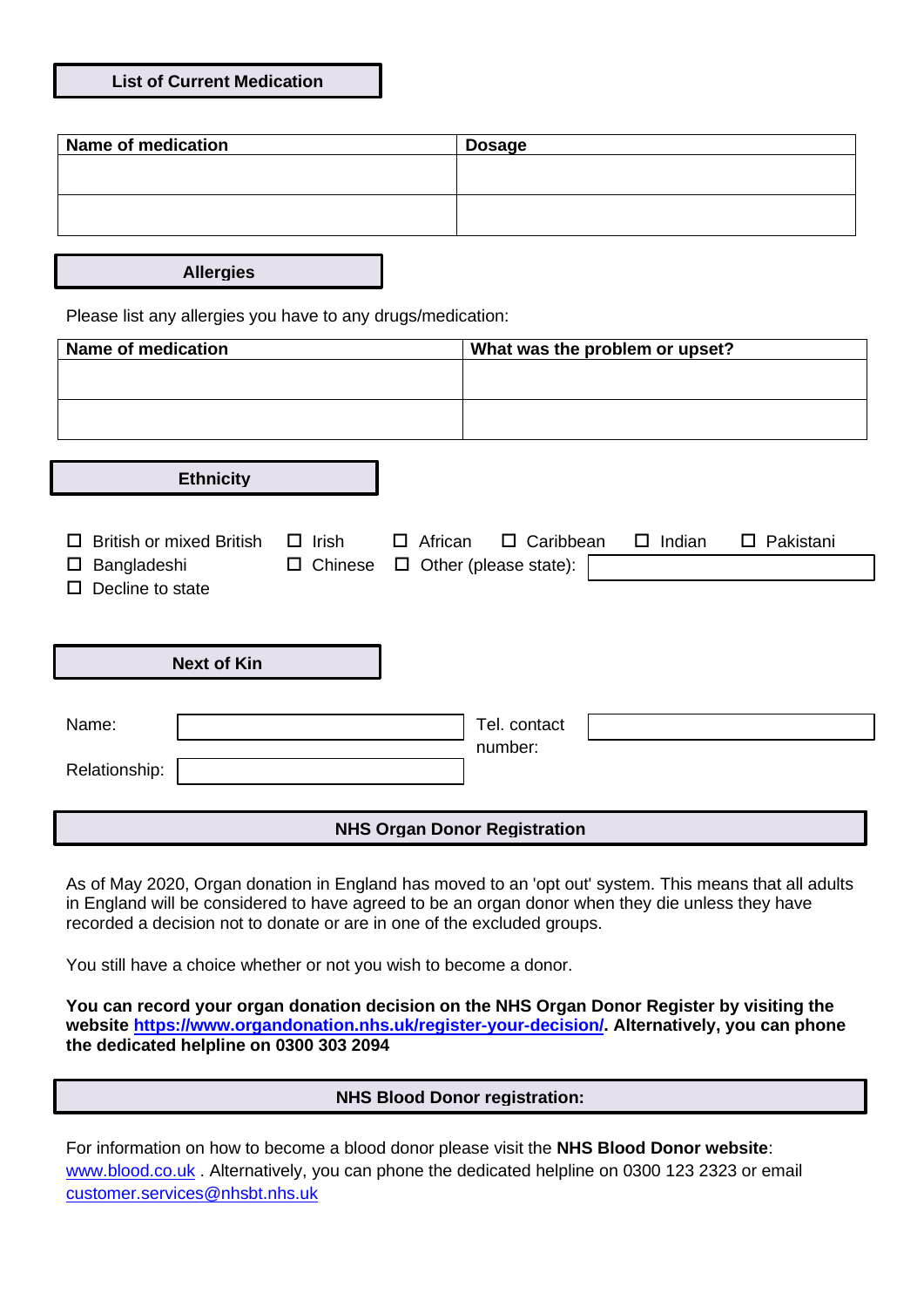## List of Current Medication

| Name of medication | Dosage |
|---|---|
| | |
| | |

## Allergies

Please list any allergies you have to any drugs/medication:

| Name of medication | What was the problem or upset? |
|---|---|
| | |
| | |

## Ethnicity

☐ British or mixed British ☐ Irish ☐ African ☐ Caribbean ☐ Indian ☐ Pakistani
☐ Bangladeshi ☐ Chinese ☐ Other (please state): ____________
☐ Decline to state

## Next of Kin

Name: ____________ Tel. contact number: ____________

Relationship: ____________

## NHS Organ Donor Registration

As of May 2020, Organ donation in England has moved to an 'opt out' system. This means that all adults in England will be considered to have agreed to be an organ donor when they die unless they have recorded a decision not to donate or are in one of the excluded groups.

You still have a choice whether or not you wish to become a donor.

**You can record your organ donation decision on the NHS Organ Donor Register by visiting the website https://www.organdonation.nhs.uk/register-your-decision/. Alternatively, you can phone the dedicated helpline on 0300 303 2094**

## NHS Blood Donor registration:

For information on how to become a blood donor please visit the **NHS Blood Donor website**: www.blood.co.uk . Alternatively, you can phone the dedicated helpline on 0300 123 2323 or email customer.services@nhsbt.nhs.uk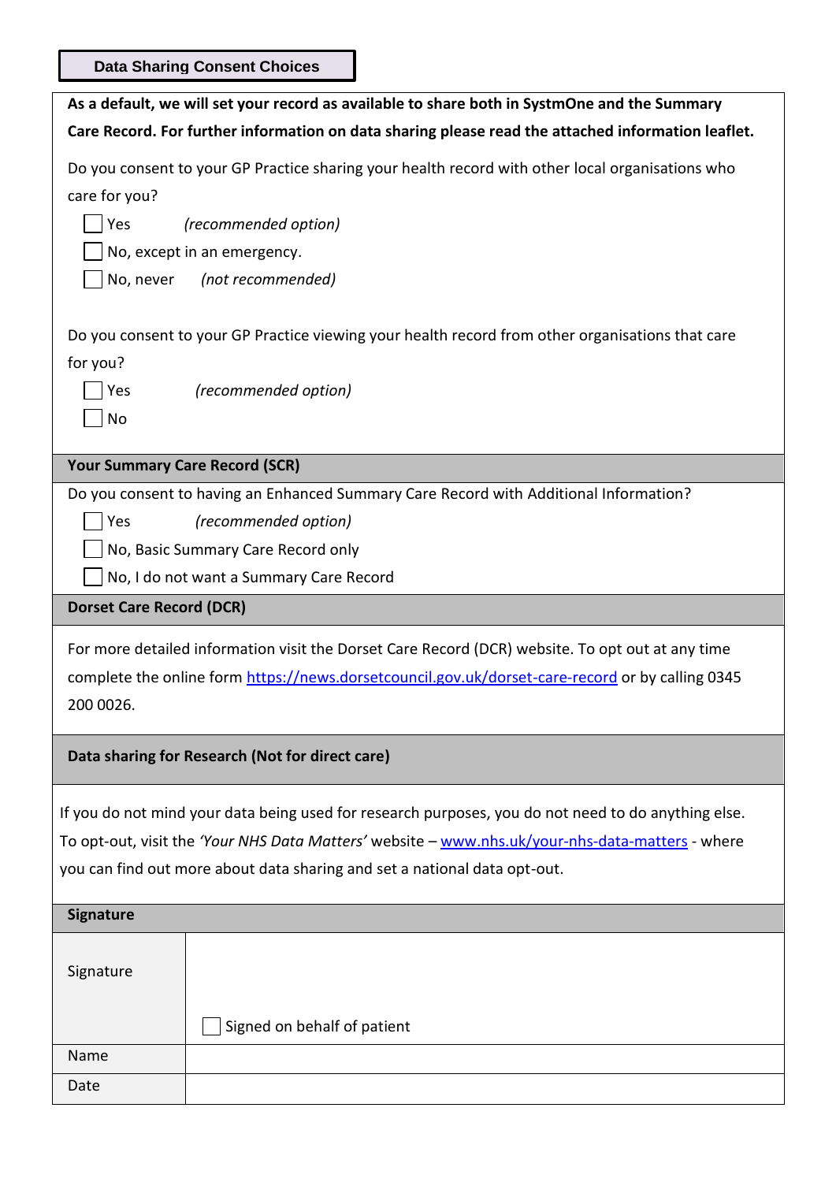## Data Sharing Consent Choices

**As a default, we will set your record as available to share both in SystmOne and the Summary Care Record. For further information on data sharing please read the attached information leaflet.**

Do you consent to your GP Practice sharing your health record with other local organisations who care for you?

- ☐ Yes *(recommended option)*
- ☐ No, except in an emergency.
- ☐ No, never *(not recommended)*

Do you consent to your GP Practice viewing your health record from other organisations that care for you?

- ☐ Yes *(recommended option)*
- ☐ No

### Your Summary Care Record (SCR)

Do you consent to having an Enhanced Summary Care Record with Additional Information?

- ☐ Yes *(recommended option)*
- ☐ No, Basic Summary Care Record only
- ☐ No, I do not want a Summary Care Record

### Dorset Care Record (DCR)

For more detailed information visit the Dorset Care Record (DCR) website. To opt out at any time complete the online form https://news.dorsetcouncil.gov.uk/dorset-care-record or by calling 0345 200 0026.

### Data sharing for Research (Not for direct care)

If you do not mind your data being used for research purposes, you do not need to do anything else. To opt-out, visit the *'Your NHS Data Matters'* website – www.nhs.uk/your-nhs-data-matters - where you can find out more about data sharing and set a national data opt-out.

### Signature

| | |
|---|---|
| Signature | ☐ Signed on behalf of patient |
| Name | |
| Date | |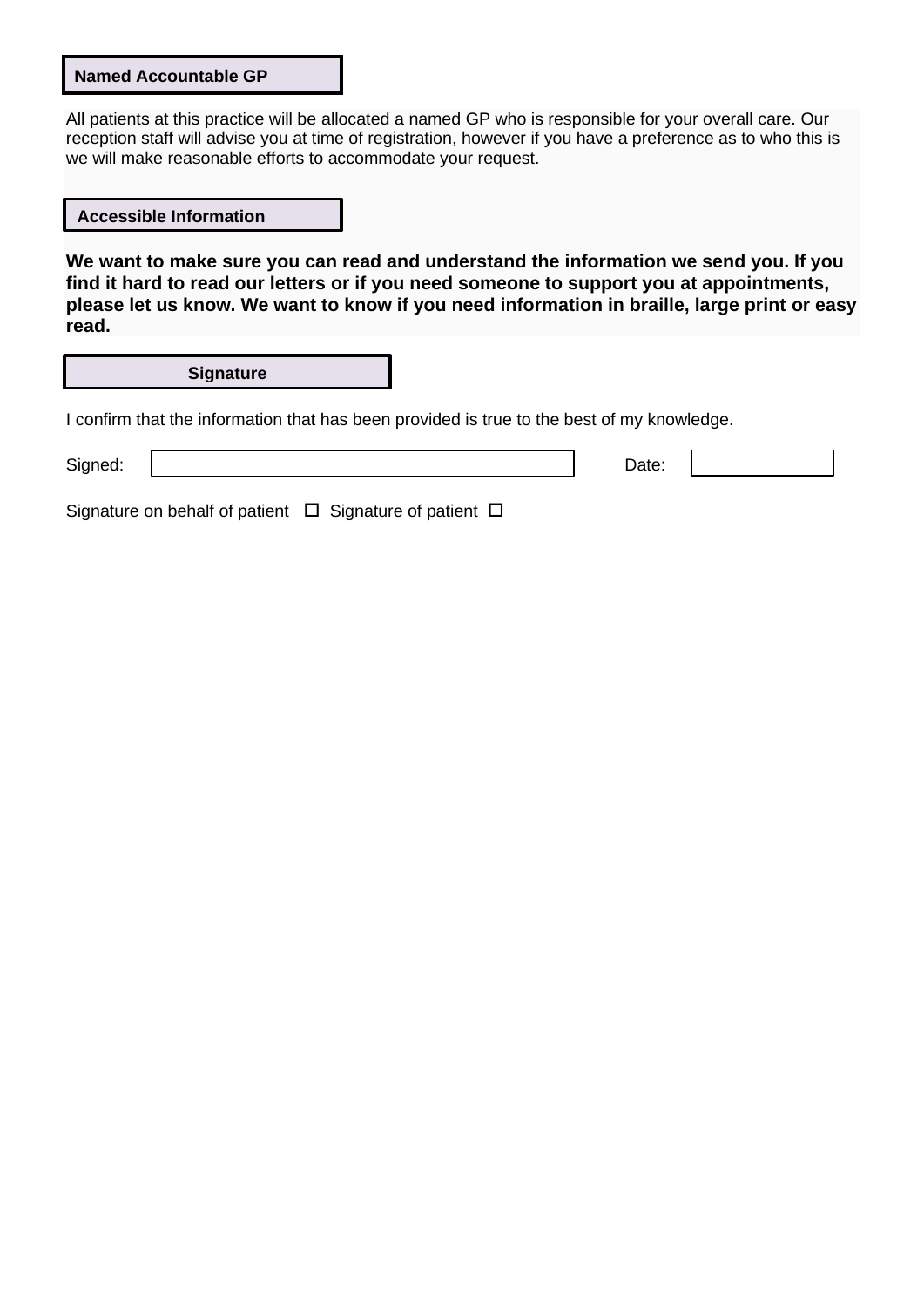## Named Accountable GP

All patients at this practice will be allocated a named GP who is responsible for your overall care. Our reception staff will advise you at time of registration, however if you have a preference as to who this is we will make reasonable efforts to accommodate your request.

## Accessible Information

**We want to make sure you can read and understand the information we send you. If you find it hard to read our letters or if you need someone to support you at appointments, please let us know. We want to know if you need information in braille, large print or easy read.**

## Signature

I confirm that the information that has been provided is true to the best of my knowledge.

Signed: ______________________________ Date: ____________

Signature on behalf of patient ☐ Signature of patient ☐